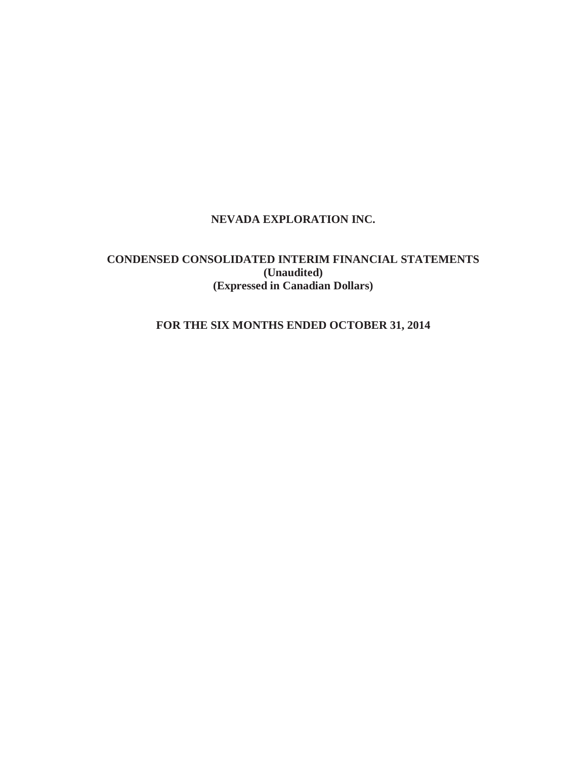# NEVADA EXPLORATION INC.

## CONDENSED CONSOLIDATED INTERIM FINANCIAL STATEMENTS
**(Unaudited)**
**(Expressed in Canadian Dollars)**

## FOR THE SIX MONTHS ENDED OCTOBER 31, 2014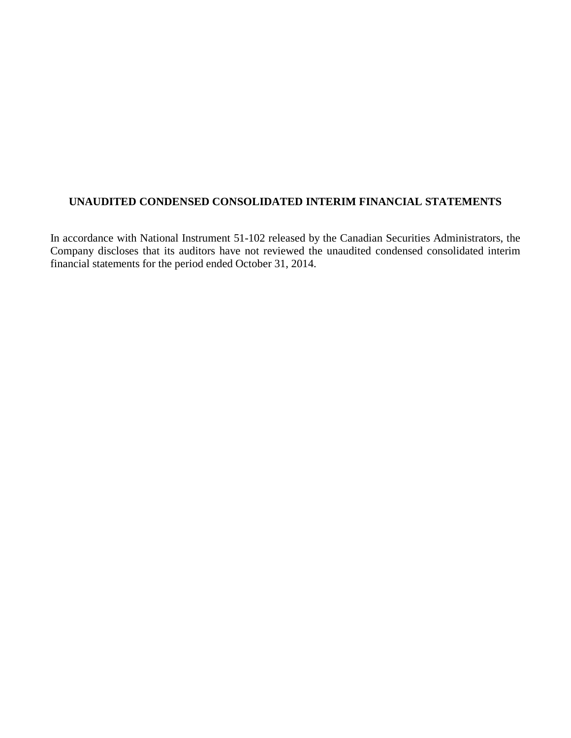# UNAUDITED CONDENSED CONSOLIDATED INTERIM FINANCIAL STATEMENTS

In accordance with National Instrument 51-102 released by the Canadian Securities Administrators, the Company discloses that its auditors have not reviewed the unaudited condensed consolidated interim financial statements for the period ended October 31, 2014.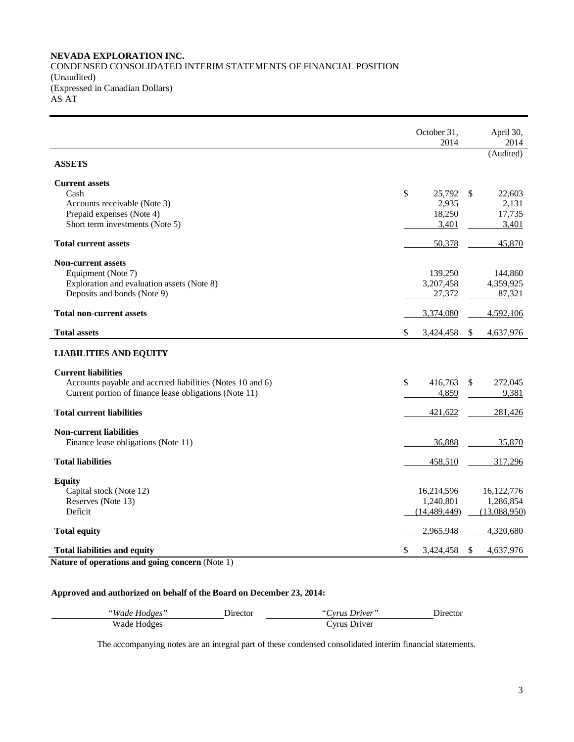**NEVADA EXPLORATION INC.**
CONDENSED CONSOLIDATED INTERIM STATEMENTS OF FINANCIAL POSITION
(Unaudited)
(Expressed in Canadian Dollars)
AS AT

| | October 31, 2014 | April 30, 2014 (Audited) |
|---|---|---|
| **ASSETS** | | |
| **Current assets** | | |
| Cash | $ 25,792 | $ 22,603 |
| Accounts receivable (Note 3) | 2,935 | 2,131 |
| Prepaid expenses (Note 4) | 18,250 | 17,735 |
| Short term investments (Note 5) | 3,401 | 3,401 |
| **Total current assets** | 50,378 | 45,870 |
| **Non-current assets** | | |
| Equipment (Note 7) | 139,250 | 144,860 |
| Exploration and evaluation assets (Note 8) | 3,207,458 | 4,359,925 |
| Deposits and bonds (Note 9) | 27,372 | 87,321 |
| **Total non-current assets** | 3,374,080 | 4,592,106 |
| **Total assets** | $ 3,424,458 | $ 4,637,976 |
| **LIABILITIES AND EQUITY** | | |
| **Current liabilities** | | |
| Accounts payable and accrued liabilities (Notes 10 and 6) | $ 416,763 | $ 272,045 |
| Current portion of finance lease obligations (Note 11) | 4,859 | 9,381 |
| **Total current liabilities** | 421,622 | 281,426 |
| **Non-current liabilities** | | |
| Finance lease obligations (Note 11) | 36,888 | 35,870 |
| **Total liabilities** | 458,510 | 317,296 |
| **Equity** | | |
| Capital stock (Note 12) | 16,214,596 | 16,122,776 |
| Reserves (Note 13) | 1,240,801 | 1,286,854 |
| Deficit | (14,489,449) | (13,088,950) |
| **Total equity** | 2,965,948 | 4,320,680 |
| **Total liabilities and equity** | $ 3,424,458 | $ 4,637,976 |

**Nature of operations and going concern** (Note 1)

**Approved and authorized on behalf of the Board on December 23, 2014:**

| *"Wade Hodges"* | Director | *"Cyrus Driver"* | Director |
|---|---|---|---|
| Wade Hodges | | Cyrus Driver | |

The accompanying notes are an integral part of these condensed consolidated interim financial statements.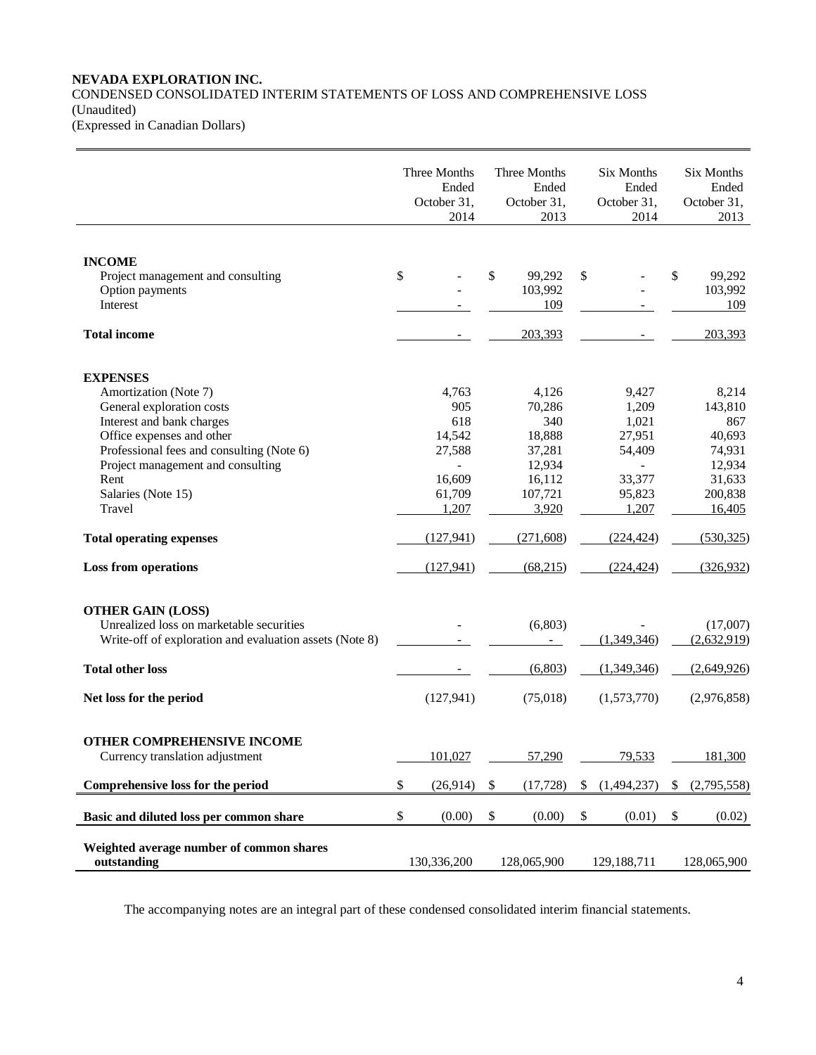**NEVADA EXPLORATION INC.**

CONDENSED CONSOLIDATED INTERIM STATEMENTS OF LOSS AND COMPREHENSIVE LOSS

(Unaudited)

(Expressed in Canadian Dollars)

| | Three Months Ended October 31, 2014 | Three Months Ended October 31, 2013 | Six Months Ended October 31, 2014 | Six Months Ended October 31, 2013 |
|---|---|---|---|---|
| **INCOME** | | | | |
| Project management and consulting | $ - | $ 99,292 | $ - | $ 99,292 |
| Option payments | - | 103,992 | - | 103,992 |
| Interest | - | 109 | - | 109 |
| **Total income** | - | 203,393 | - | 203,393 |
| **EXPENSES** | | | | |
| Amortization (Note 7) | 4,763 | 4,126 | 9,427 | 8,214 |
| General exploration costs | 905 | 70,286 | 1,209 | 143,810 |
| Interest and bank charges | 618 | 340 | 1,021 | 867 |
| Office expenses and other | 14,542 | 18,888 | 27,951 | 40,693 |
| Professional fees and consulting (Note 6) | 27,588 | 37,281 | 54,409 | 74,931 |
| Project management and consulting | - | 12,934 | - | 12,934 |
| Rent | 16,609 | 16,112 | 33,377 | 31,633 |
| Salaries (Note 15) | 61,709 | 107,721 | 95,823 | 200,838 |
| Travel | 1,207 | 3,920 | 1,207 | 16,405 |
| **Total operating expenses** | (127,941) | (271,608) | (224,424) | (530,325) |
| **Loss from operations** | (127,941) | (68,215) | (224,424) | (326,932) |
| **OTHER GAIN (LOSS)** | | | | |
| Unrealized loss on marketable securities | - | (6,803) | - | (17,007) |
| Write-off of exploration and evaluation assets (Note 8) | - | - | (1,349,346) | (2,632,919) |
| **Total other loss** | - | (6,803) | (1,349,346) | (2,649,926) |
| **Net loss for the period** | (127,941) | (75,018) | (1,573,770) | (2,976,858) |
| **OTHER COMPREHENSIVE INCOME** | | | | |
| Currency translation adjustment | 101,027 | 57,290 | 79,533 | 181,300 |
| **Comprehensive loss for the period** | $ (26,914) | $ (17,728) | $ (1,494,237) | $ (2,795,558) |
| **Basic and diluted loss per common share** | $ (0.00) | $ (0.00) | $ (0.01) | $ (0.02) |
| **Weighted average number of common shares outstanding** | 130,336,200 | 128,065,900 | 129,188,711 | 128,065,900 |

The accompanying notes are an integral part of these condensed consolidated interim financial statements.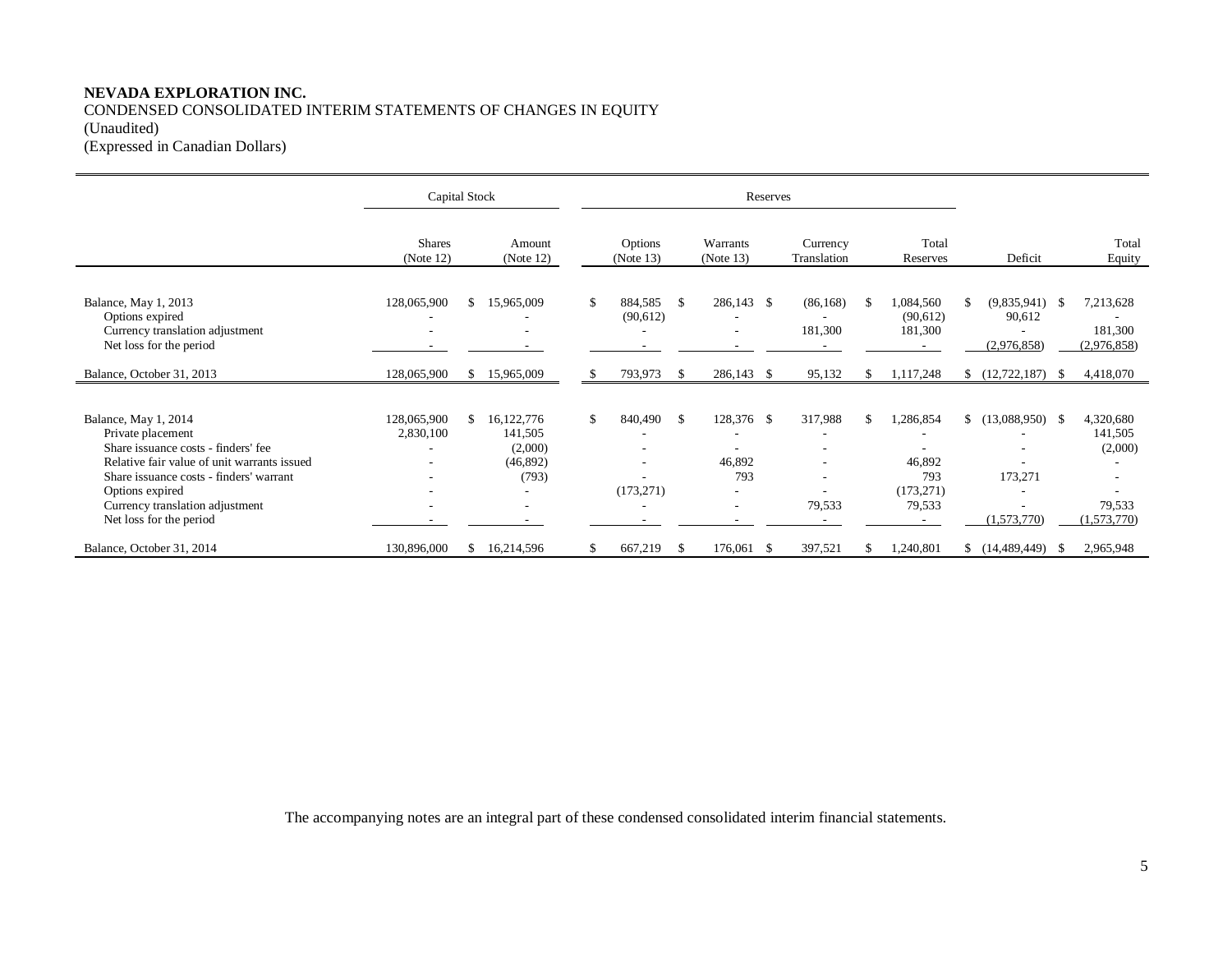**NEVADA EXPLORATION INC.**
CONDENSED CONSOLIDATED INTERIM STATEMENTS OF CHANGES IN EQUITY
(Unaudited)
(Expressed in Canadian Dollars)

| | Capital Stock | | Reserves | | | | | |
|---|---|---|---|---|---|---|---|---|
| | Shares (Note 12) | Amount (Note 12) | Options (Note 13) | Warrants (Note 13) | Currency Translation | Total Reserves | Deficit | Total Equity |
| Balance, May 1, 2013 | 128,065,900 | $ 15,965,009 | $ 884,585 | $ 286,143 | $ (86,168) | $ 1,084,560 | $ (9,835,941) | $ 7,213,628 |
| Options expired | - | - | (90,612) | - | - | (90,612) | 90,612 | - |
| Currency translation adjustment | - | - | - | - | 181,300 | 181,300 | - | 181,300 |
| Net loss for the period | - | - | - | - | - | - | (2,976,858) | (2,976,858) |
| Balance, October 31, 2013 | 128,065,900 | $ 15,965,009 | $ 793,973 | $ 286,143 | $ 95,132 | $ 1,117,248 | $ (12,722,187) | $ 4,418,070 |
| | | | | | | | | |
| Balance, May 1, 2014 | 128,065,900 | $ 16,122,776 | $ 840,490 | $ 128,376 | $ 317,988 | $ 1,286,854 | $ (13,088,950) | $ 4,320,680 |
| Private placement | 2,830,100 | 141,505 | - | - | - | - | - | 141,505 |
| Share issuance costs - finders' fee | - | (2,000) | - | - | - | - | - | (2,000) |
| Relative fair value of unit warrants issued | - | (46,892) | - | 46,892 | - | 46,892 | - | - |
| Share issuance costs - finders' warrant | - | (793) | - | 793 | - | 793 | 173,271 | - |
| Options expired | - | - | (173,271) | - | - | (173,271) | - | - |
| Currency translation adjustment | - | - | - | - | 79,533 | 79,533 | - | 79,533 |
| Net loss for the period | - | - | - | - | - | - | (1,573,770) | (1,573,770) |
| Balance, October 31, 2014 | 130,896,000 | $ 16,214,596 | $ 667,219 | $ 176,061 | $ 397,521 | $ 1,240,801 | $ (14,489,449) | $ 2,965,948 |

The accompanying notes are an integral part of these condensed consolidated interim financial statements.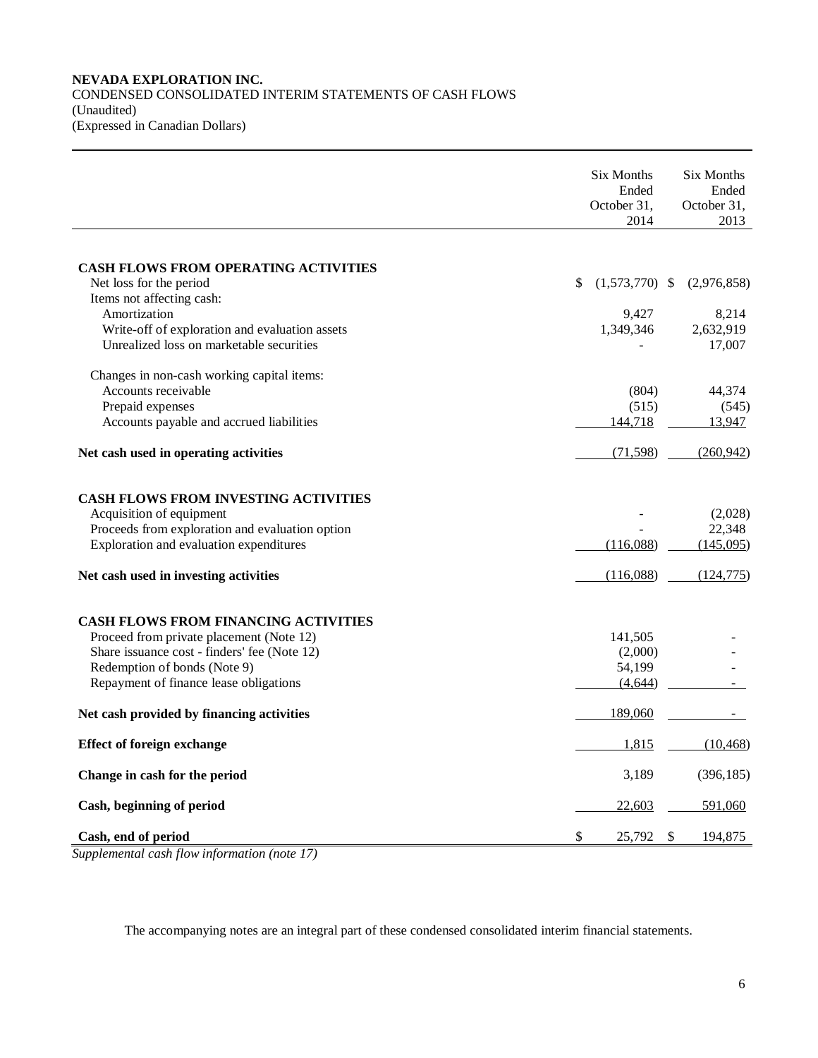**NEVADA EXPLORATION INC.**
CONDENSED CONSOLIDATED INTERIM STATEMENTS OF CASH FLOWS
(Unaudited)
(Expressed in Canadian Dollars)

| | Six Months Ended October 31, 2014 | Six Months Ended October 31, 2013 |
|---|---|---|
| **CASH FLOWS FROM OPERATING ACTIVITIES** | | |
| Net loss for the period | $ (1,573,770) | $ (2,976,858) |
| Items not affecting cash: | | |
| Amortization | 9,427 | 8,214 |
| Write-off of exploration and evaluation assets | 1,349,346 | 2,632,919 |
| Unrealized loss on marketable securities | - | 17,007 |
| Changes in non-cash working capital items: | | |
| Accounts receivable | (804) | 44,374 |
| Prepaid expenses | (515) | (545) |
| Accounts payable and accrued liabilities | 144,718 | 13,947 |
| **Net cash used in operating activities** | (71,598) | (260,942) |
| **CASH FLOWS FROM INVESTING ACTIVITIES** | | |
| Acquisition of equipment | - | (2,028) |
| Proceeds from exploration and evaluation option | - | 22,348 |
| Exploration and evaluation expenditures | (116,088) | (145,095) |
| **Net cash used in investing activities** | (116,088) | (124,775) |
| **CASH FLOWS FROM FINANCING ACTIVITIES** | | |
| Proceed from private placement (Note 12) | 141,505 | - |
| Share issuance cost - finders' fee (Note 12) | (2,000) | - |
| Redemption of bonds (Note 9) | 54,199 | - |
| Repayment of finance lease obligations | (4,644) | - |
| **Net cash provided by financing activities** | 189,060 | - |
| **Effect of foreign exchange** | 1,815 | (10,468) |
| **Change in cash for the period** | 3,189 | (396,185) |
| **Cash, beginning of period** | 22,603 | 591,060 |
| **Cash, end of period** | $ 25,792 | $ 194,875 |

*Supplemental cash flow information (note 17)*

The accompanying notes are an integral part of these condensed consolidated interim financial statements.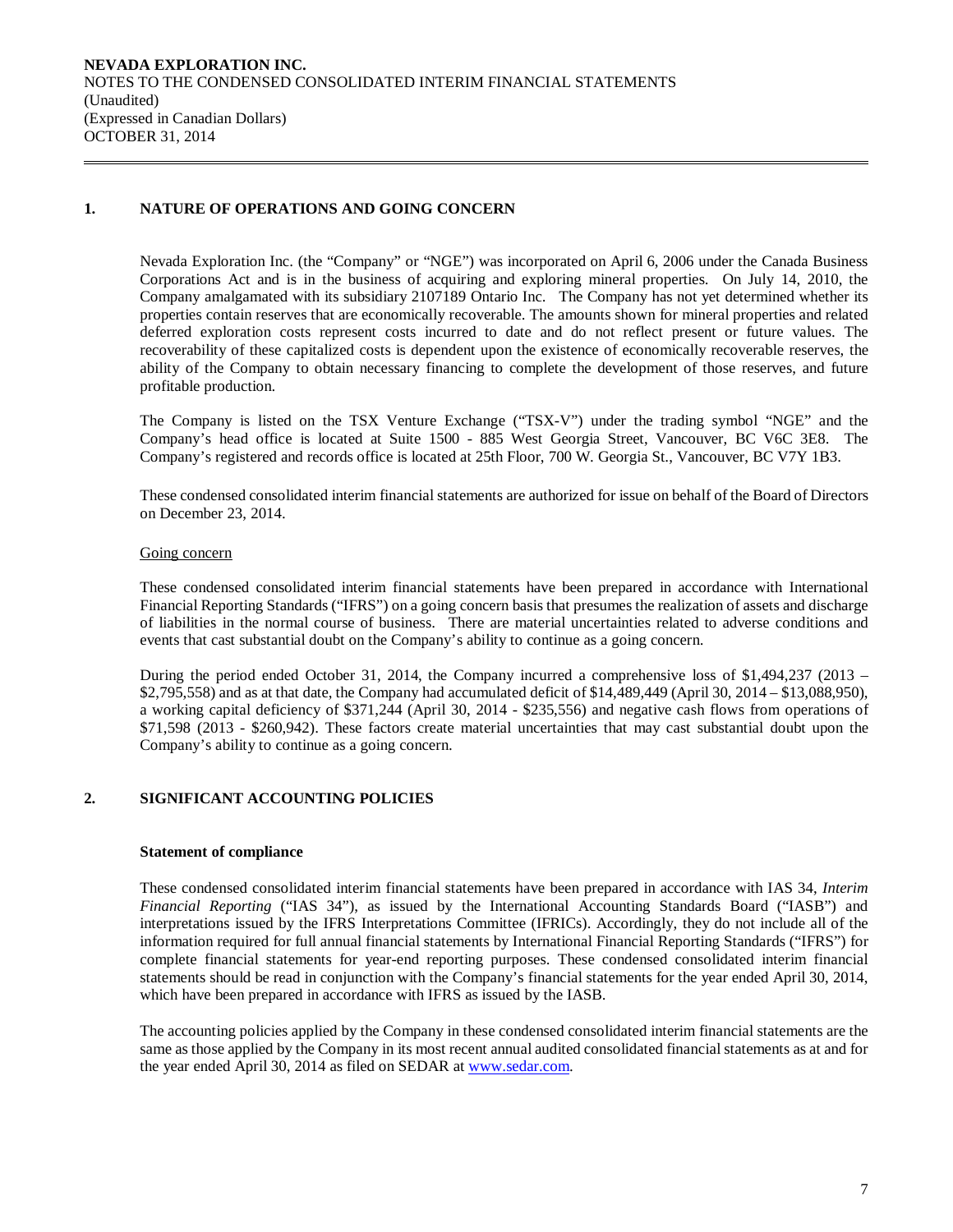## 1. NATURE OF OPERATIONS AND GOING CONCERN

Nevada Exploration Inc. (the "Company" or "NGE") was incorporated on April 6, 2006 under the Canada Business Corporations Act and is in the business of acquiring and exploring mineral properties. On July 14, 2010, the Company amalgamated with its subsidiary 2107189 Ontario Inc. The Company has not yet determined whether its properties contain reserves that are economically recoverable. The amounts shown for mineral properties and related deferred exploration costs represent costs incurred to date and do not reflect present or future values. The recoverability of these capitalized costs is dependent upon the existence of economically recoverable reserves, the ability of the Company to obtain necessary financing to complete the development of those reserves, and future profitable production.

The Company is listed on the TSX Venture Exchange ("TSX-V") under the trading symbol "NGE" and the Company's head office is located at Suite 1500 - 885 West Georgia Street, Vancouver, BC V6C 3E8. The Company's registered and records office is located at 25th Floor, 700 W. Georgia St., Vancouver, BC V7Y 1B3.

These condensed consolidated interim financial statements are authorized for issue on behalf of the Board of Directors on December 23, 2014.

Going concern

These condensed consolidated interim financial statements have been prepared in accordance with International Financial Reporting Standards ("IFRS") on a going concern basis that presumes the realization of assets and discharge of liabilities in the normal course of business. There are material uncertainties related to adverse conditions and events that cast substantial doubt on the Company's ability to continue as a going concern.

During the period ended October 31, 2014, the Company incurred a comprehensive loss of $1,494,237 (2013 – $2,795,558) and as at that date, the Company had accumulated deficit of $14,489,449 (April 30, 2014 – $13,088,950), a working capital deficiency of $371,244 (April 30, 2014 - $235,556) and negative cash flows from operations of $71,598 (2013 - $260,942). These factors create material uncertainties that may cast substantial doubt upon the Company's ability to continue as a going concern.

## 2. SIGNIFICANT ACCOUNTING POLICIES

**Statement of compliance**

These condensed consolidated interim financial statements have been prepared in accordance with IAS 34, *Interim Financial Reporting* ("IAS 34"), as issued by the International Accounting Standards Board ("IASB") and interpretations issued by the IFRS Interpretations Committee (IFRICs). Accordingly, they do not include all of the information required for full annual financial statements by International Financial Reporting Standards ("IFRS") for complete financial statements for year-end reporting purposes. These condensed consolidated interim financial statements should be read in conjunction with the Company's financial statements for the year ended April 30, 2014, which have been prepared in accordance with IFRS as issued by the IASB.

The accounting policies applied by the Company in these condensed consolidated interim financial statements are the same as those applied by the Company in its most recent annual audited consolidated financial statements as at and for the year ended April 30, 2014 as filed on SEDAR at www.sedar.com.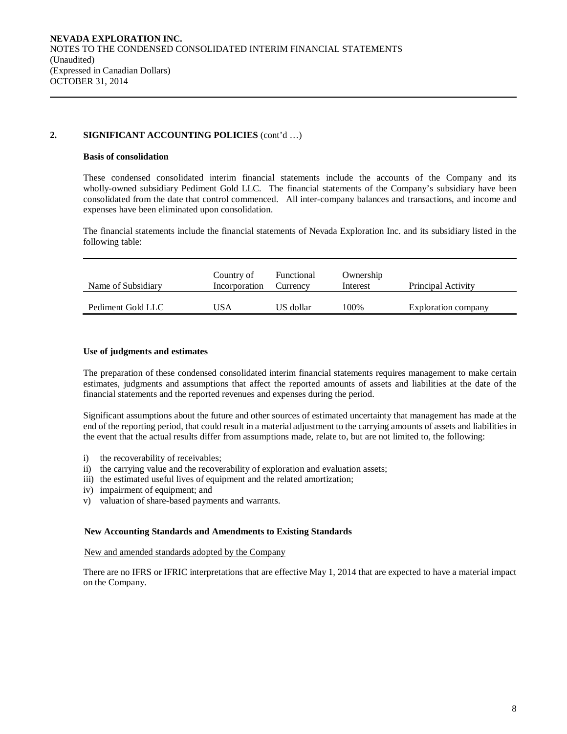## 2. SIGNIFICANT ACCOUNTING POLICIES (cont'd …)

### Basis of consolidation

These condensed consolidated interim financial statements include the accounts of the Company and its wholly-owned subsidiary Pediment Gold LLC. The financial statements of the Company's subsidiary have been consolidated from the date that control commenced. All inter-company balances and transactions, and income and expenses have been eliminated upon consolidation.

The financial statements include the financial statements of Nevada Exploration Inc. and its subsidiary listed in the following table:

| Name of Subsidiary | Country of Incorporation | Functional Currency | Ownership Interest | Principal Activity |
|---|---|---|---|---|
| Pediment Gold LLC | USA | US dollar | 100% | Exploration company |

### Use of judgments and estimates

The preparation of these condensed consolidated interim financial statements requires management to make certain estimates, judgments and assumptions that affect the reported amounts of assets and liabilities at the date of the financial statements and the reported revenues and expenses during the period.

Significant assumptions about the future and other sources of estimated uncertainty that management has made at the end of the reporting period, that could result in a material adjustment to the carrying amounts of assets and liabilities in the event that the actual results differ from assumptions made, relate to, but are not limited to, the following:

i) the recoverability of receivables;
ii) the carrying value and the recoverability of exploration and evaluation assets;
iii) the estimated useful lives of equipment and the related amortization;
iv) impairment of equipment; and
v) valuation of share-based payments and warrants.

### New Accounting Standards and Amendments to Existing Standards

New and amended standards adopted by the Company

There are no IFRS or IFRIC interpretations that are effective May 1, 2014 that are expected to have a material impact on the Company.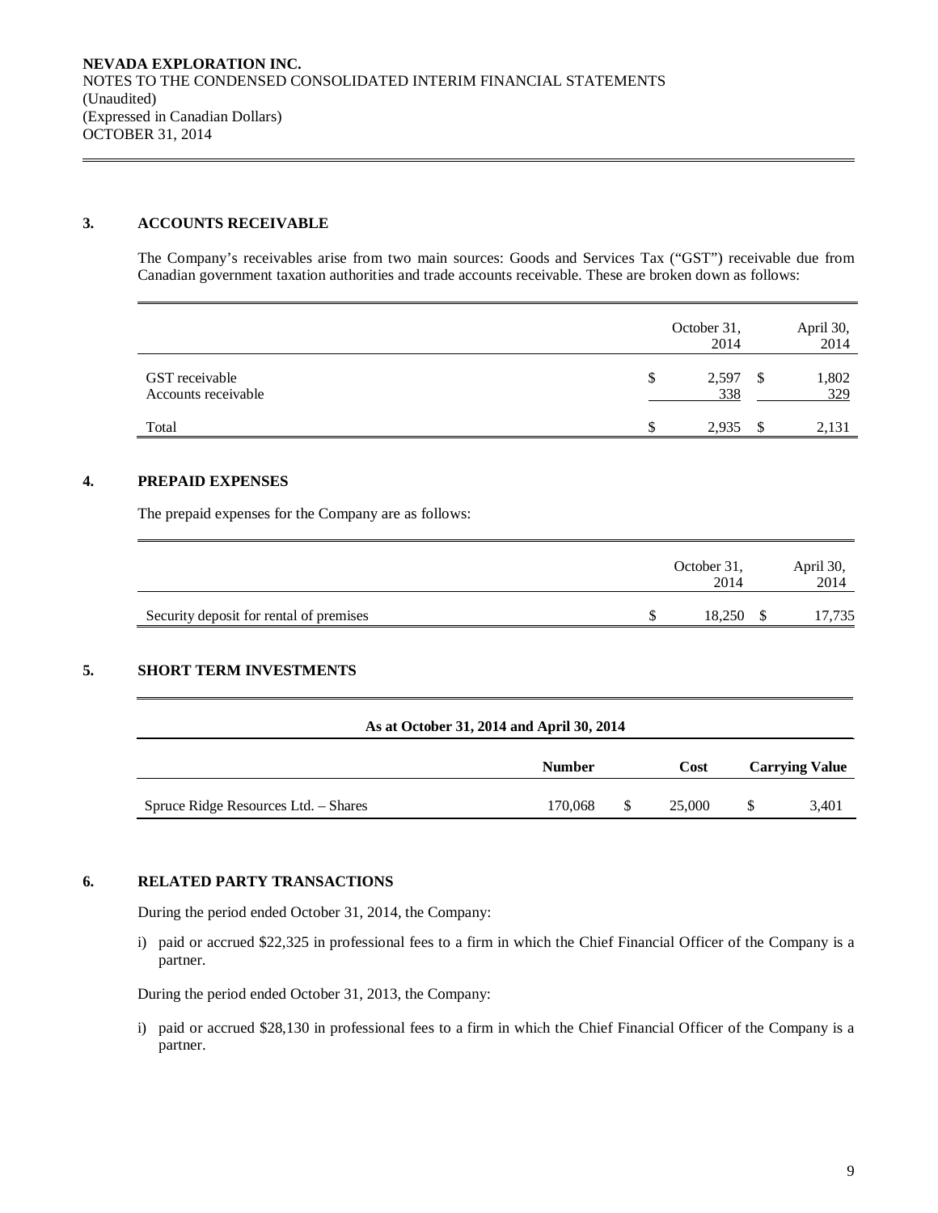## 3. ACCOUNTS RECEIVABLE

The Company's receivables arise from two main sources: Goods and Services Tax ("GST") receivable due from Canadian government taxation authorities and trade accounts receivable. These are broken down as follows:

| | October 31, 2014 | April 30, 2014 |
|---|---|---|
| GST receivable | $ 2,597 | $ 1,802 |
| Accounts receivable | 338 | 329 |
| Total | $ 2,935 | $ 2,131 |

## 4. PREPAID EXPENSES

The prepaid expenses for the Company are as follows:

| | October 31, 2014 | April 30, 2014 |
|---|---|---|
| Security deposit for rental of premises | $ 18,250 | $ 17,735 |

## 5. SHORT TERM INVESTMENTS

| As at October 31, 2014 and April 30, 2014 | | | |
|---|---|---|---|
| | **Number** | **Cost** | **Carrying Value** |
| Spruce Ridge Resources Ltd. – Shares | 170,068 | $ 25,000 | $ 3,401 |

## 6. RELATED PARTY TRANSACTIONS

During the period ended October 31, 2014, the Company:

i) paid or accrued $22,325 in professional fees to a firm in which the Chief Financial Officer of the Company is a partner.

During the period ended October 31, 2013, the Company:

i) paid or accrued $28,130 in professional fees to a firm in which the Chief Financial Officer of the Company is a partner.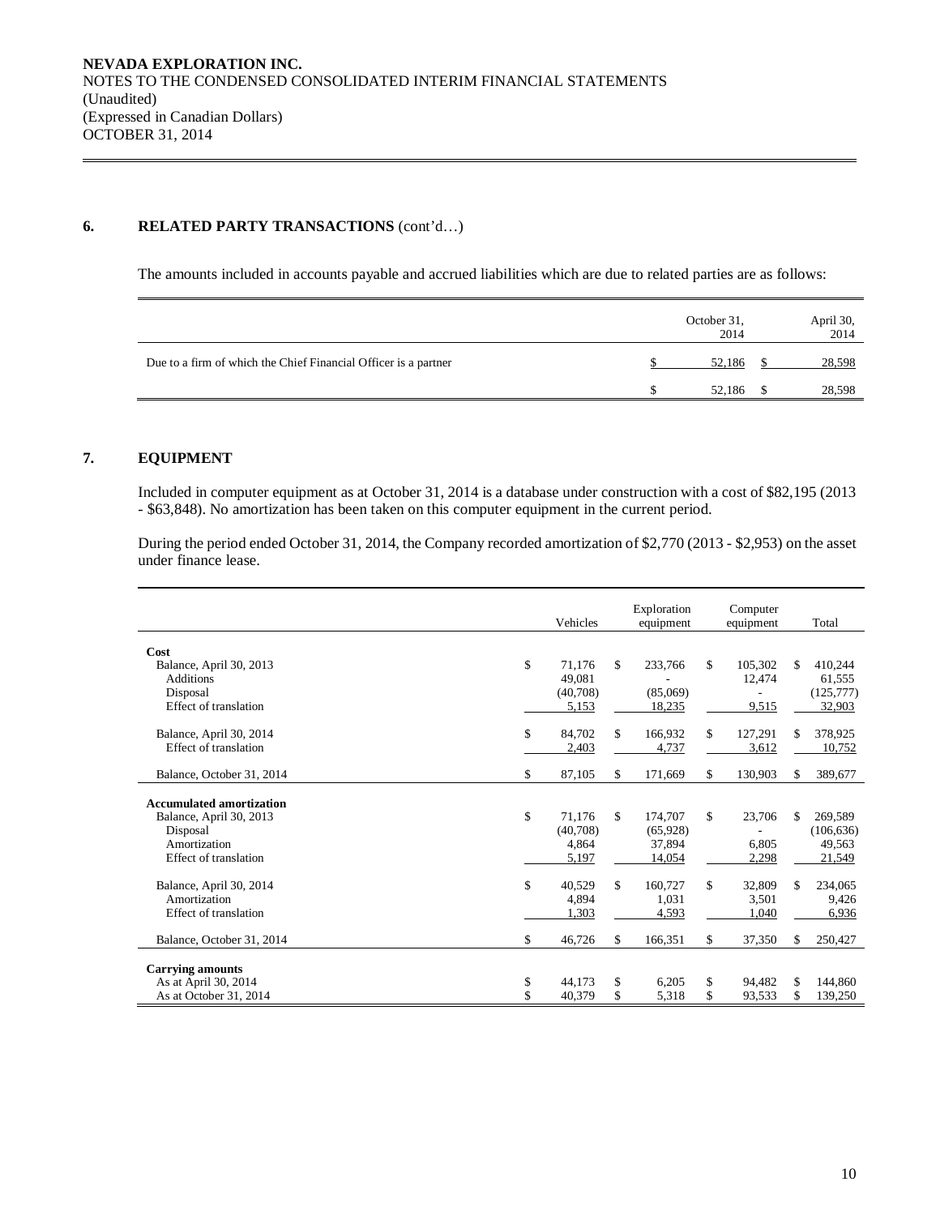## 6. RELATED PARTY TRANSACTIONS (cont'd…)

The amounts included in accounts payable and accrued liabilities which are due to related parties are as follows:

| | October 31, 2014 | April 30, 2014 |
|---|---|---|
| Due to a firm of which the Chief Financial Officer is a partner | $ 52,186 | $ 28,598 |
| | $ 52,186 | $ 28,598 |

## 7. EQUIPMENT

Included in computer equipment as at October 31, 2014 is a database under construction with a cost of $82,195 (2013 - $63,848). No amortization has been taken on this computer equipment in the current period.

During the period ended October 31, 2014, the Company recorded amortization of $2,770 (2013 - $2,953) on the asset under finance lease.

| | Vehicles | Exploration equipment | Computer equipment | Total |
|---|---|---|---|---|
| **Cost** | | | | |
| Balance, April 30, 2013 | $ 71,176 | $ 233,766 | $ 105,302 | $ 410,244 |
| Additions | 49,081 | - | 12,474 | 61,555 |
| Disposal | (40,708) | (85,069) | - | (125,777) |
| Effect of translation | 5,153 | 18,235 | 9,515 | 32,903 |
| Balance, April 30, 2014 | $ 84,702 | $ 166,932 | $ 127,291 | $ 378,925 |
| Effect of translation | 2,403 | 4,737 | 3,612 | 10,752 |
| Balance, October 31, 2014 | $ 87,105 | $ 171,669 | $ 130,903 | $ 389,677 |
| **Accumulated amortization** | | | | |
| Balance, April 30, 2013 | $ 71,176 | $ 174,707 | $ 23,706 | $ 269,589 |
| Disposal | (40,708) | (65,928) | - | (106,636) |
| Amortization | 4,864 | 37,894 | 6,805 | 49,563 |
| Effect of translation | 5,197 | 14,054 | 2,298 | 21,549 |
| Balance, April 30, 2014 | $ 40,529 | $ 160,727 | $ 32,809 | $ 234,065 |
| Amortization | 4,894 | 1,031 | 3,501 | 9,426 |
| Effect of translation | 1,303 | 4,593 | 1,040 | 6,936 |
| Balance, October 31, 2014 | $ 46,726 | $ 166,351 | $ 37,350 | $ 250,427 |
| **Carrying amounts** | | | | |
| As at April 30, 2014 | $ 44,173 | $ 6,205 | $ 94,482 | $ 144,860 |
| As at October 31, 2014 | $ 40,379 | $ 5,318 | $ 93,533 | $ 139,250 |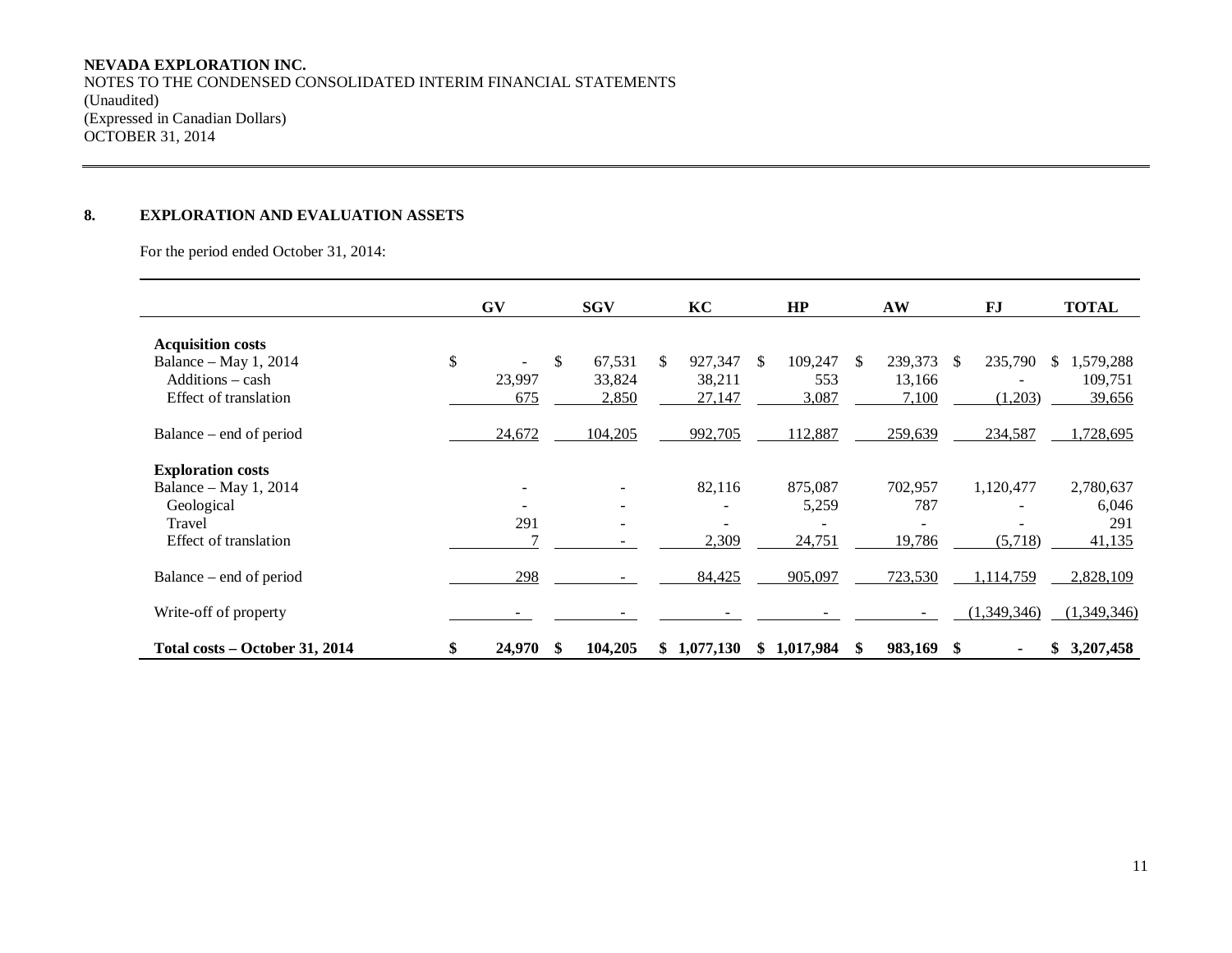**NEVADA EXPLORATION INC.**
NOTES TO THE CONDENSED CONSOLIDATED INTERIM FINANCIAL STATEMENTS
(Unaudited)
(Expressed in Canadian Dollars)
OCTOBER 31, 2014

## 8. EXPLORATION AND EVALUATION ASSETS

For the period ended October 31, 2014:

| | GV | SGV | KC | HP | AW | FJ | TOTAL |
|---|---|---|---|---|---|---|---|
| **Acquisition costs** | | | | | | | |
| Balance – May 1, 2014 | $ - | $ 67,531 | $ 927,347 | $ 109,247 | $ 239,373 | $ 235,790 | $ 1,579,288 |
| Additions – cash | 23,997 | 33,824 | 38,211 | 553 | 13,166 | - | 109,751 |
| Effect of translation | 675 | 2,850 | 27,147 | 3,087 | 7,100 | (1,203) | 39,656 |
| Balance – end of period | 24,672 | 104,205 | 992,705 | 112,887 | 259,639 | 234,587 | 1,728,695 |
| **Exploration costs** | | | | | | | |
| Balance – May 1, 2014 | - | - | 82,116 | 875,087 | 702,957 | 1,120,477 | 2,780,637 |
| Geological | - | - | - | 5,259 | 787 | - | 6,046 |
| Travel | 291 | - | - | - | - | - | 291 |
| Effect of translation | 7 | - | 2,309 | 24,751 | 19,786 | (5,718) | 41,135 |
| Balance – end of period | 298 | - | 84,425 | 905,097 | 723,530 | 1,114,759 | 2,828,109 |
| Write-off of property | - | - | - | - | - | (1,349,346) | (1,349,346) |
| **Total costs – October 31, 2014** | **$ 24,970** | **$ 104,205** | **$ 1,077,130** | **$ 1,017,984** | **$ 983,169** | **$ -** | **$ 3,207,458** |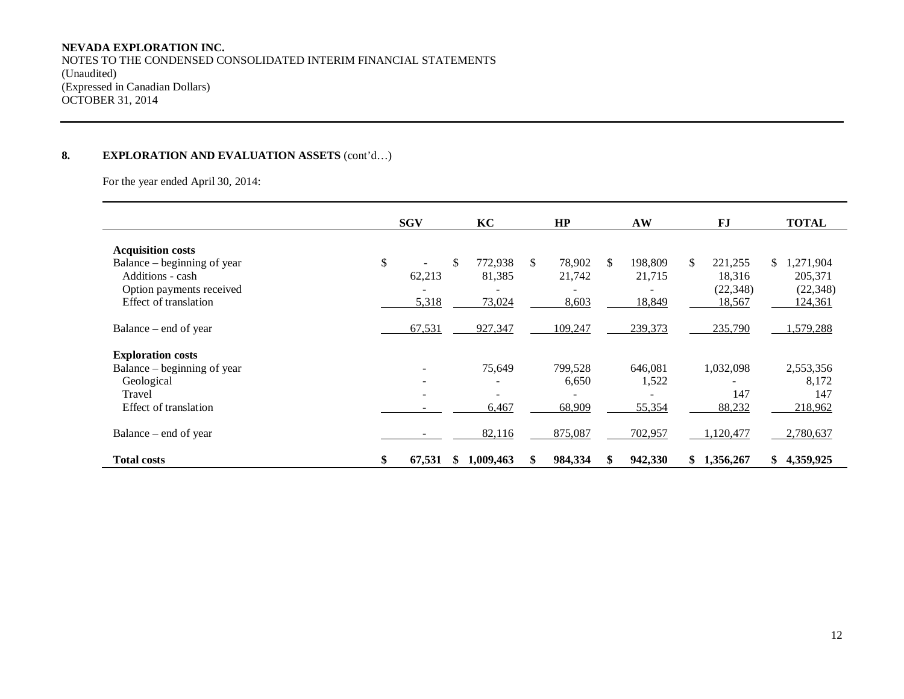NEVADA EXPLORATION INC.
NOTES TO THE CONDENSED CONSOLIDATED INTERIM FINANCIAL STATEMENTS
(Unaudited)
(Expressed in Canadian Dollars)
OCTOBER 31, 2014

## 8. EXPLORATION AND EVALUATION ASSETS (cont'd…)

For the year ended April 30, 2014:

| | SGV | KC | HP | AW | FJ | TOTAL |
|---|---|---|---|---|---|---|
| **Acquisition costs** | | | | | | |
| Balance – beginning of year | $ - | $ 772,938 | $ 78,902 | $ 198,809 | $ 221,255 | $ 1,271,904 |
| Additions - cash | 62,213 | 81,385 | 21,742 | 21,715 | 18,316 | 205,371 |
| Option payments received | - | - | - | - | (22,348) | (22,348) |
| Effect of translation | 5,318 | 73,024 | 8,603 | 18,849 | 18,567 | 124,361 |
| Balance – end of year | 67,531 | 927,347 | 109,247 | 239,373 | 235,790 | 1,579,288 |
| **Exploration costs** | | | | | | |
| Balance – beginning of year | - | 75,649 | 799,528 | 646,081 | 1,032,098 | 2,553,356 |
| Geological | - | - | 6,650 | 1,522 | - | 8,172 |
| Travel | - | - | - | - | 147 | 147 |
| Effect of translation | - | 6,467 | 68,909 | 55,354 | 88,232 | 218,962 |
| Balance – end of year | - | 82,116 | 875,087 | 702,957 | 1,120,477 | 2,780,637 |
| **Total costs** | **$ 67,531** | **$ 1,009,463** | **$ 984,334** | **$ 942,330** | **$ 1,356,267** | **$ 4,359,925** |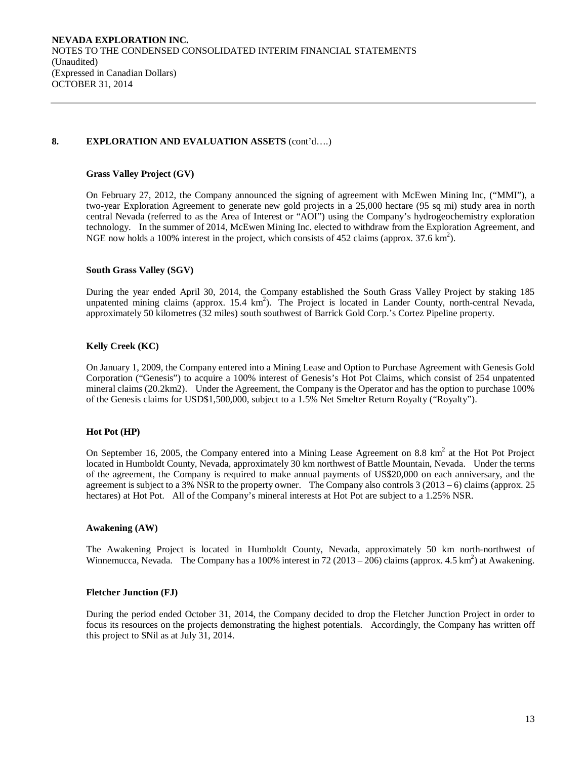## 8. EXPLORATION AND EVALUATION ASSETS (cont'd….)

### Grass Valley Project (GV)

On February 27, 2012, the Company announced the signing of agreement with McEwen Mining Inc, ("MMI"), a two-year Exploration Agreement to generate new gold projects in a 25,000 hectare (95 sq mi) study area in north central Nevada (referred to as the Area of Interest or "AOI") using the Company's hydrogeochemistry exploration technology. In the summer of 2014, McEwen Mining Inc. elected to withdraw from the Exploration Agreement, and NGE now holds a 100% interest in the project, which consists of 452 claims (approx. 37.6 $km^2$).

### South Grass Valley (SGV)

During the year ended April 30, 2014, the Company established the South Grass Valley Project by staking 185 unpatented mining claims (approx. 15.4 $km^2$). The Project is located in Lander County, north-central Nevada, approximately 50 kilometres (32 miles) south southwest of Barrick Gold Corp.'s Cortez Pipeline property.

### Kelly Creek (KC)

On January 1, 2009, the Company entered into a Mining Lease and Option to Purchase Agreement with Genesis Gold Corporation ("Genesis") to acquire a 100% interest of Genesis's Hot Pot Claims, which consist of 254 unpatented mineral claims (20.2km2). Under the Agreement, the Company is the Operator and has the option to purchase 100% of the Genesis claims for USD$1,500,000, subject to a 1.5% Net Smelter Return Royalty ("Royalty").

### Hot Pot (HP)

On September 16, 2005, the Company entered into a Mining Lease Agreement on 8.8 $km^2$ at the Hot Pot Project located in Humboldt County, Nevada, approximately 30 km northwest of Battle Mountain, Nevada. Under the terms of the agreement, the Company is required to make annual payments of US$20,000 on each anniversary, and the agreement is subject to a 3% NSR to the property owner. The Company also controls 3 (2013 – 6) claims (approx. 25 hectares) at Hot Pot. All of the Company's mineral interests at Hot Pot are subject to a 1.25% NSR.

### Awakening (AW)

The Awakening Project is located in Humboldt County, Nevada, approximately 50 km north-northwest of Winnemucca, Nevada. The Company has a 100% interest in 72 (2013 – 206) claims (approx. 4.5 $km^2$) at Awakening.

### Fletcher Junction (FJ)

During the period ended October 31, 2014, the Company decided to drop the Fletcher Junction Project in order to focus its resources on the projects demonstrating the highest potentials. Accordingly, the Company has written off this project to $Nil as at July 31, 2014.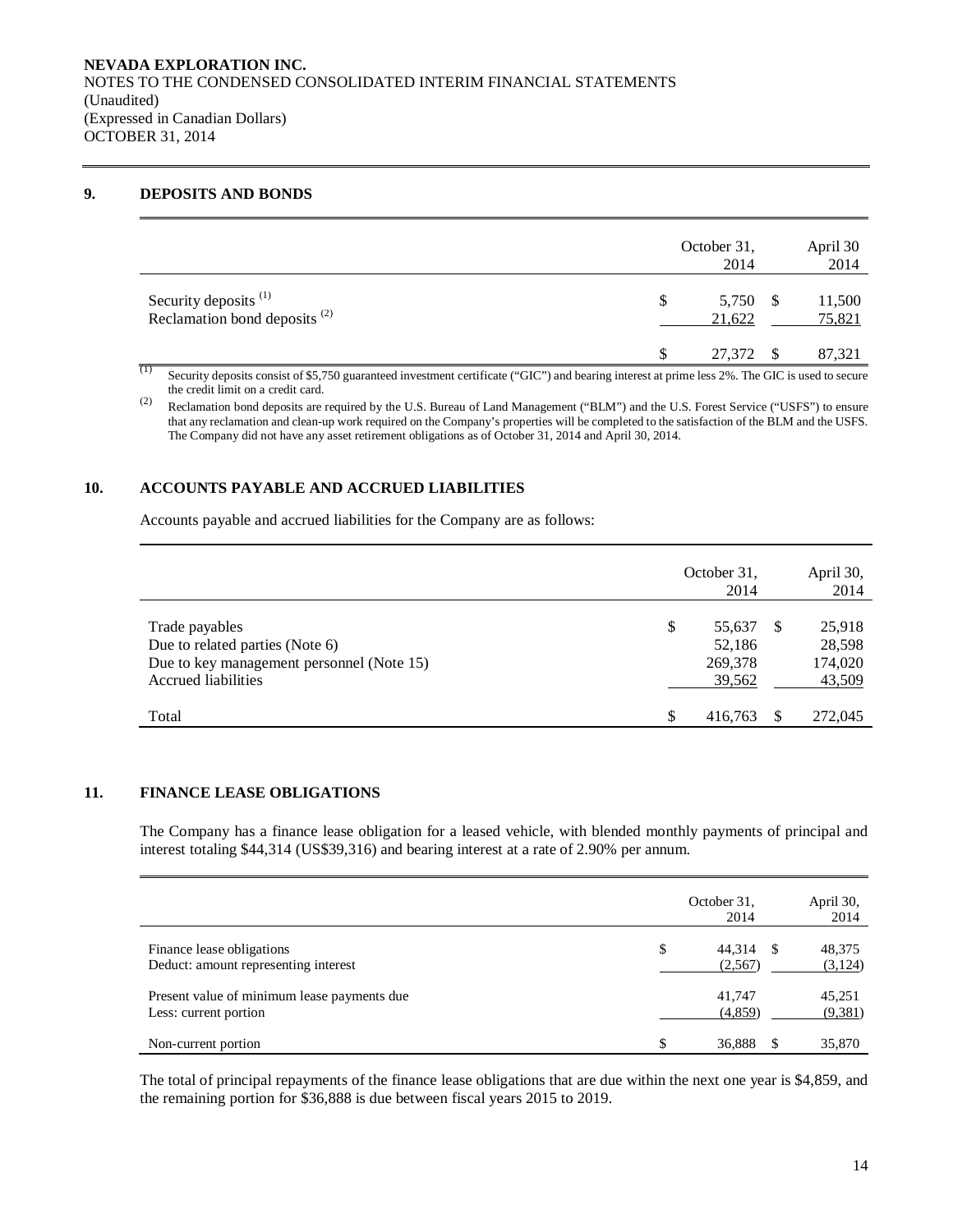## 9. DEPOSITS AND BONDS

| | October 31, 2014 | April 30 2014 |
|---|---|---|
| Security deposits [(1)] | $ 5,750 | $ 11,500 |
| Reclamation bond deposits [(2)] | 21,622 | 75,821 |
| | $ 27,372 | $ 87,321 |

(1) Security deposits consist of $5,750 guaranteed investment certificate ("GIC") and bearing interest at prime less 2%. The GIC is used to secure the credit limit on a credit card.

(2) Reclamation bond deposits are required by the U.S. Bureau of Land Management ("BLM") and the U.S. Forest Service ("USFS") to ensure that any reclamation and clean-up work required on the Company's properties will be completed to the satisfaction of the BLM and the USFS. The Company did not have any asset retirement obligations as of October 31, 2014 and April 30, 2014.

## 10. ACCOUNTS PAYABLE AND ACCRUED LIABILITIES

Accounts payable and accrued liabilities for the Company are as follows:

| | October 31, 2014 | April 30, 2014 |
|---|---|---|
| Trade payables | $ 55,637 | $ 25,918 |
| Due to related parties (Note 6) | 52,186 | 28,598 |
| Due to key management personnel (Note 15) | 269,378 | 174,020 |
| Accrued liabilities | 39,562 | 43,509 |
| Total | $ 416,763 | $ 272,045 |

## 11. FINANCE LEASE OBLIGATIONS

The Company has a finance lease obligation for a leased vehicle, with blended monthly payments of principal and interest totaling $44,314 (US$39,316) and bearing interest at a rate of 2.90% per annum.

| | October 31, 2014 | April 30, 2014 |
|---|---|---|
| Finance lease obligations | $ 44,314 | $ 48,375 |
| Deduct: amount representing interest | (2,567) | (3,124) |
| Present value of minimum lease payments due | 41,747 | 45,251 |
| Less: current portion | (4,859) | (9,381) |
| Non-current portion | $ 36,888 | $ 35,870 |

The total of principal repayments of the finance lease obligations that are due within the next one year is $4,859, and the remaining portion for $36,888 is due between fiscal years 2015 to 2019.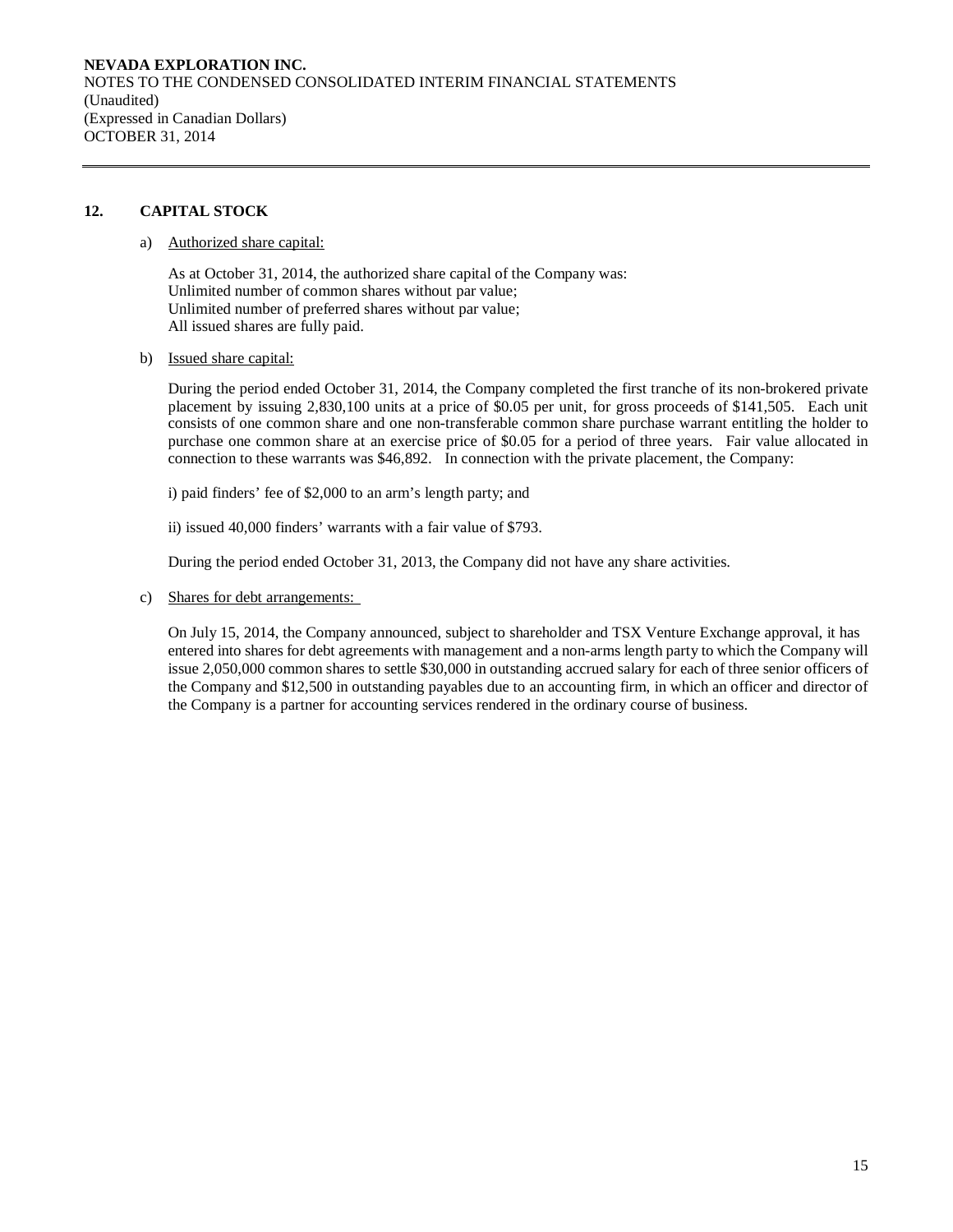## 12. CAPITAL STOCK

a) Authorized share capital:

As at October 31, 2014, the authorized share capital of the Company was:
Unlimited number of common shares without par value;
Unlimited number of preferred shares without par value;
All issued shares are fully paid.

b) Issued share capital:

During the period ended October 31, 2014, the Company completed the first tranche of its non-brokered private placement by issuing 2,830,100 units at a price of $0.05 per unit, for gross proceeds of $141,505. Each unit consists of one common share and one non-transferable common share purchase warrant entitling the holder to purchase one common share at an exercise price of $0.05 for a period of three years. Fair value allocated in connection to these warrants was $46,892. In connection with the private placement, the Company:

i) paid finders' fee of $2,000 to an arm's length party; and

ii) issued 40,000 finders' warrants with a fair value of $793.

During the period ended October 31, 2013, the Company did not have any share activities.

c) Shares for debt arrangements:

On July 15, 2014, the Company announced, subject to shareholder and TSX Venture Exchange approval, it has entered into shares for debt agreements with management and a non-arms length party to which the Company will issue 2,050,000 common shares to settle $30,000 in outstanding accrued salary for each of three senior officers of the Company and $12,500 in outstanding payables due to an accounting firm, in which an officer and director of the Company is a partner for accounting services rendered in the ordinary course of business.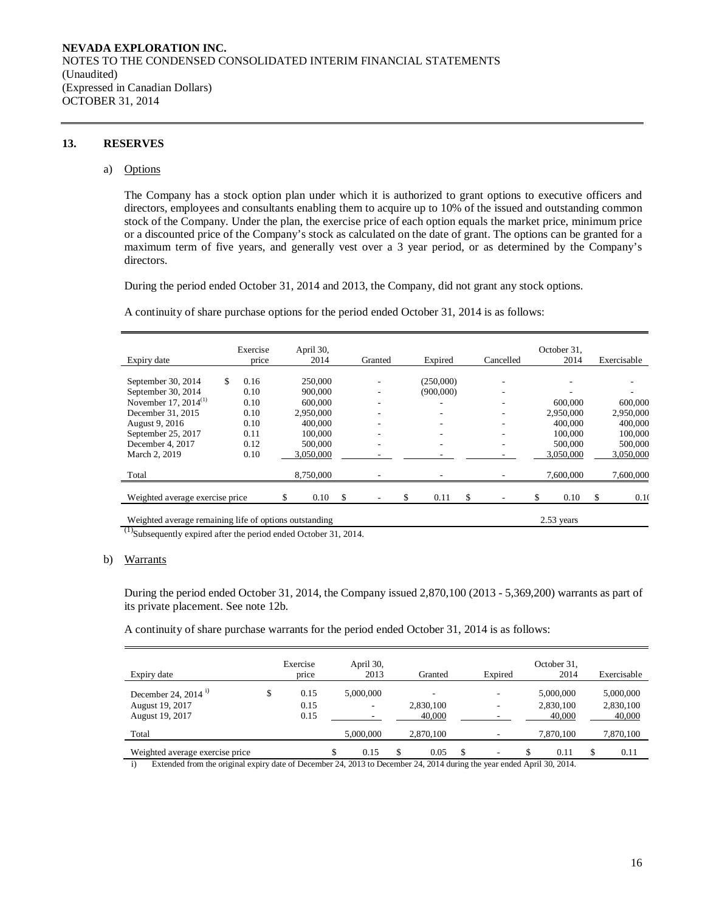**NEVADA EXPLORATION INC.**
NOTES TO THE CONDENSED CONSOLIDATED INTERIM FINANCIAL STATEMENTS
(Unaudited)
(Expressed in Canadian Dollars)
OCTOBER 31, 2014

## 13. RESERVES

### a) Options

The Company has a stock option plan under which it is authorized to grant options to executive officers and directors, employees and consultants enabling them to acquire up to 10% of the issued and outstanding common stock of the Company. Under the plan, the exercise price of each option equals the market price, minimum price or a discounted price of the Company's stock as calculated on the date of grant. The options can be granted for a maximum term of five years, and generally vest over a 3 year period, or as determined by the Company's directors.

During the period ended October 31, 2014 and 2013, the Company, did not grant any stock options.

A continuity of share purchase options for the period ended October 31, 2014 is as follows:

| Expiry date | Exercise price | April 30, 2014 | Granted | Expired | Cancelled | October 31, 2014 | Exercisable |
|---|---|---|---|---|---|---|---|
| September 30, 2014 | $ 0.16 | 250,000 | - | (250,000) | - | - | - |
| September 30, 2014 | 0.10 | 900,000 | - | (900,000) | - | - | - |
| November 17, 2014[(1)] | 0.10 | 600,000 | - | - | - | 600,000 | 600,000 |
| December 31, 2015 | 0.10 | 2,950,000 | - | - | - | 2,950,000 | 2,950,000 |
| August 9, 2016 | 0.10 | 400,000 | - | - | - | 400,000 | 400,000 |
| September 25, 2017 | 0.11 | 100,000 | - | - | - | 100,000 | 100,000 |
| December 4, 2017 | 0.12 | 500,000 | - | - | - | 500,000 | 500,000 |
| March 2, 2019 | 0.10 | 3,050,000 | - | - | - | 3,050,000 | 3,050,000 |
| Total | | 8,750,000 | - | - | - | 7,600,000 | 7,600,000 |
| Weighted average exercise price | | $ 0.10 | $ - | $ 0.11 | $ - | $ 0.10 | $ 0.10 |
| Weighted average remaining life of options outstanding | | | | | | 2.53 years | |

[(1)]Subsequently expired after the period ended October 31, 2014.

### b) Warrants

During the period ended October 31, 2014, the Company issued 2,870,100 (2013 - 5,369,200) warrants as part of its private placement. See note 12b.

A continuity of share purchase warrants for the period ended October 31, 2014 is as follows:

| Expiry date | Exercise price | April 30, 2013 | Granted | Expired | October 31, 2014 | Exercisable |
|---|---|---|---|---|---|---|
| December 24, 2014 [i)] | $ 0.15 | 5,000,000 | - | - | 5,000,000 | 5,000,000 |
| August 19, 2017 | 0.15 | - | 2,830,100 | - | 2,830,100 | 2,830,100 |
| August 19, 2017 | 0.15 | - | 40,000 | - | 40,000 | 40,000 |
| Total | | 5,000,000 | 2,870,100 | - | 7,870,100 | 7,870,100 |
| Weighted average exercise price | | $ 0.15 | $ 0.05 | $ - | $ 0.11 | $ 0.11 |

i) Extended from the original expiry date of December 24, 2013 to December 24, 2014 during the year ended April 30, 2014.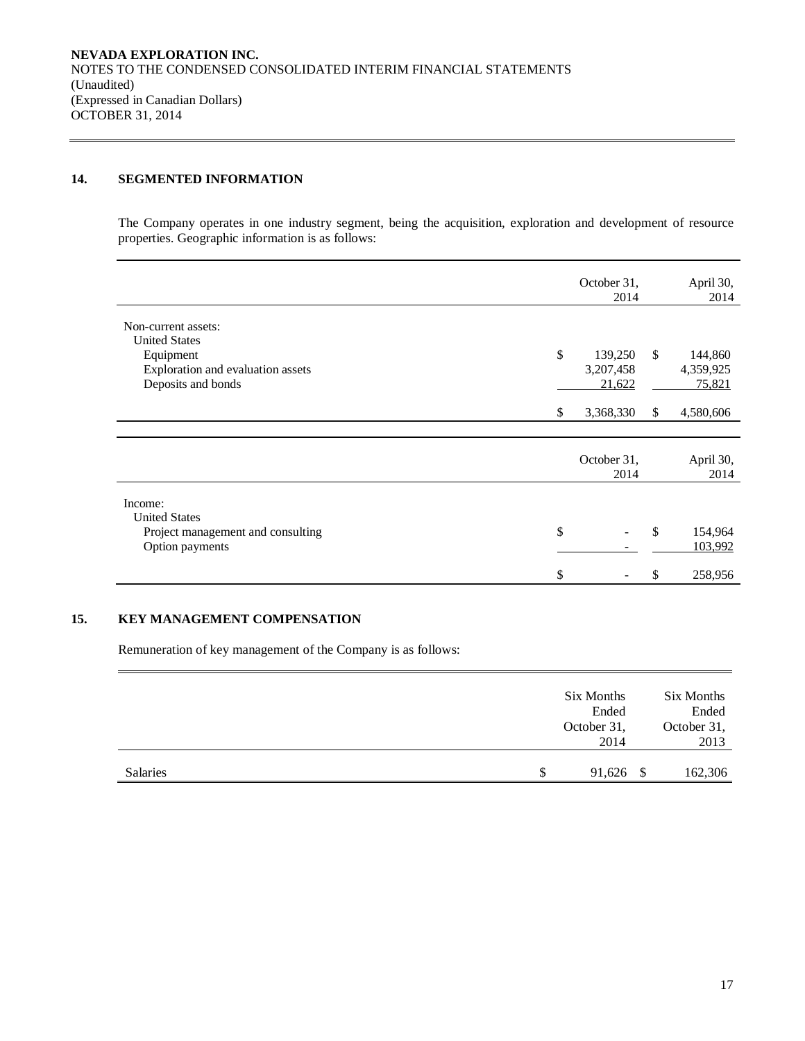## 14. SEGMENTED INFORMATION

The Company operates in one industry segment, being the acquisition, exploration and development of resource properties. Geographic information is as follows:

| | October 31, 2014 | April 30, 2014 |
|---|---|---|
| Non-current assets: | | |
| United States | | |
| Equipment | $ 139,250 | $ 144,860 |
| Exploration and evaluation assets | 3,207,458 | 4,359,925 |
| Deposits and bonds | 21,622 | 75,821 |
| | $ 3,368,330 | $ 4,580,606 |

| | October 31, 2014 | April 30, 2014 |
|---|---|---|
| Income: | | |
| United States | | |
| Project management and consulting | $ - | $ 154,964 |
| Option payments | - | 103,992 |
| | $ - | $ 258,956 |

## 15. KEY MANAGEMENT COMPENSATION

Remuneration of key management of the Company is as follows:

| | Six Months Ended October 31, 2014 | Six Months Ended October 31, 2013 |
|---|---|---|
| Salaries | $ 91,626 | $ 162,306 |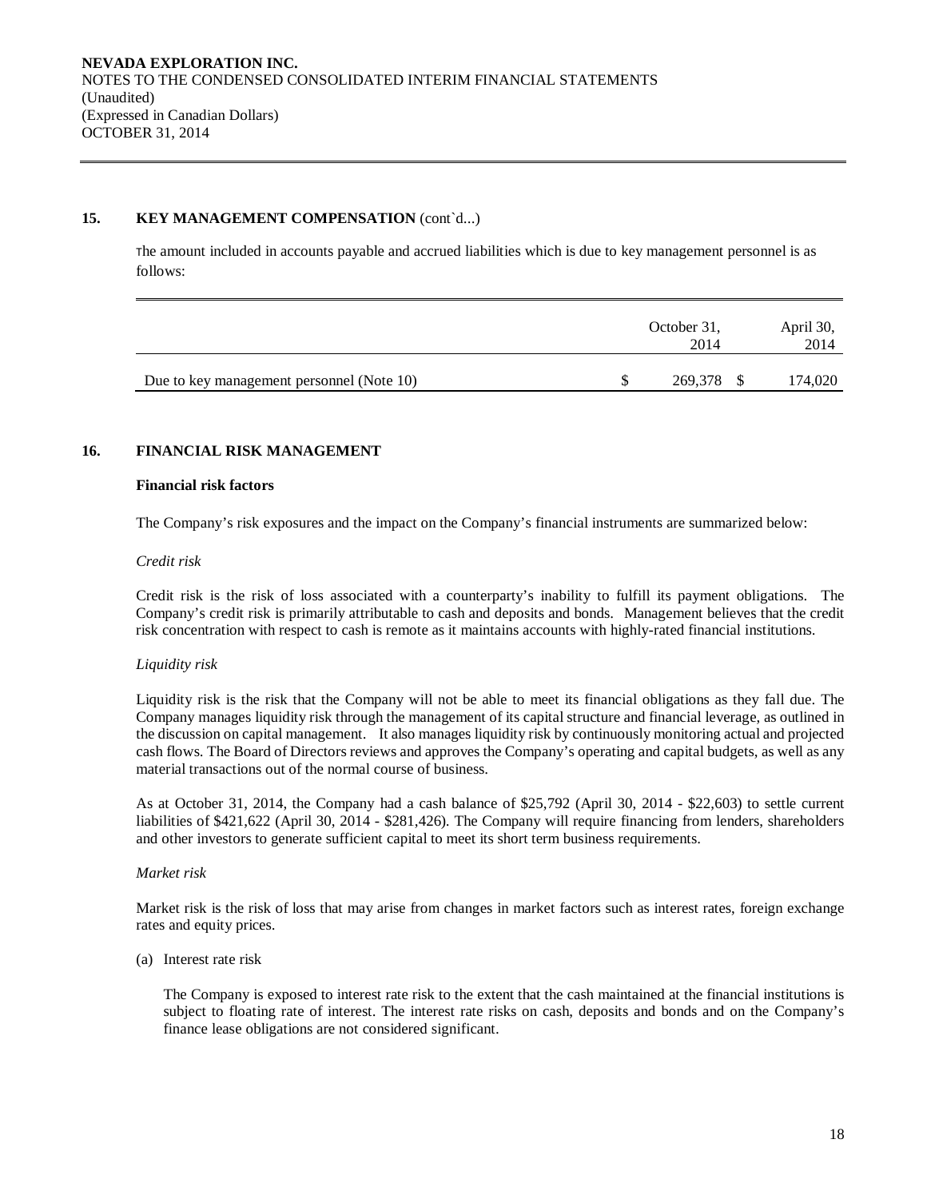## 15. KEY MANAGEMENT COMPENSATION (cont`d...)

The amount included in accounts payable and accrued liabilities which is due to key management personnel is as follows:

| | October 31, 2014 | April 30, 2014 |
|---|---|---|
| Due to key management personnel (Note 10) | $ 269,378 | $ 174,020 |

## 16. FINANCIAL RISK MANAGEMENT

### Financial risk factors

The Company's risk exposures and the impact on the Company's financial instruments are summarized below:

*Credit risk*

Credit risk is the risk of loss associated with a counterparty's inability to fulfill its payment obligations. The Company's credit risk is primarily attributable to cash and deposits and bonds. Management believes that the credit risk concentration with respect to cash is remote as it maintains accounts with highly-rated financial institutions.

*Liquidity risk*

Liquidity risk is the risk that the Company will not be able to meet its financial obligations as they fall due. The Company manages liquidity risk through the management of its capital structure and financial leverage, as outlined in the discussion on capital management. It also manages liquidity risk by continuously monitoring actual and projected cash flows. The Board of Directors reviews and approves the Company's operating and capital budgets, as well as any material transactions out of the normal course of business.

As at October 31, 2014, the Company had a cash balance of $25,792 (April 30, 2014 - $22,603) to settle current liabilities of $421,622 (April 30, 2014 - $281,426). The Company will require financing from lenders, shareholders and other investors to generate sufficient capital to meet its short term business requirements.

*Market risk*

Market risk is the risk of loss that may arise from changes in market factors such as interest rates, foreign exchange rates and equity prices.

(a) Interest rate risk

The Company is exposed to interest rate risk to the extent that the cash maintained at the financial institutions is subject to floating rate of interest. The interest rate risks on cash, deposits and bonds and on the Company's finance lease obligations are not considered significant.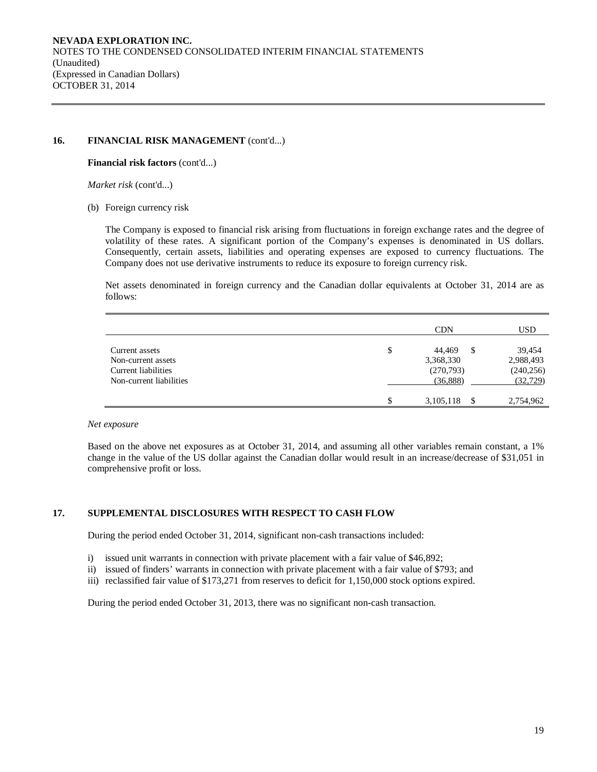**NEVADA EXPLORATION INC.**
NOTES TO THE CONDENSED CONSOLIDATED INTERIM FINANCIAL STATEMENTS
(Unaudited)
(Expressed in Canadian Dollars)
OCTOBER 31, 2014

## 16. FINANCIAL RISK MANAGEMENT (cont'd...)

**Financial risk factors** (cont'd...)

*Market risk* (cont'd...)

(b) Foreign currency risk

The Company is exposed to financial risk arising from fluctuations in foreign exchange rates and the degree of volatility of these rates. A significant portion of the Company's expenses is denominated in US dollars. Consequently, certain assets, liabilities and operating expenses are exposed to currency fluctuations. The Company does not use derivative instruments to reduce its exposure to foreign currency risk.

Net assets denominated in foreign currency and the Canadian dollar equivalents at October 31, 2014 are as follows:

| | CDN | USD |
|---|---|---|
| Current assets | $ 44,469 | $ 39,454 |
| Non-current assets | 3,368,330 | 2,988,493 |
| Current liabilities | (270,793) | (240,256) |
| Non-current liabilities | (36,888) | (32,729) |
| | $ 3,105,118 | $ 2,754,962 |

*Net exposure*

Based on the above net exposures as at October 31, 2014, and assuming all other variables remain constant, a 1% change in the value of the US dollar against the Canadian dollar would result in an increase/decrease of $31,051 in comprehensive profit or loss.

## 17. SUPPLEMENTAL DISCLOSURES WITH RESPECT TO CASH FLOW

During the period ended October 31, 2014, significant non-cash transactions included:

i) issued unit warrants in connection with private placement with a fair value of $46,892;
ii) issued of finders' warrants in connection with private placement with a fair value of $793; and
iii) reclassified fair value of $173,271 from reserves to deficit for 1,150,000 stock options expired.

During the period ended October 31, 2013, there was no significant non-cash transaction.